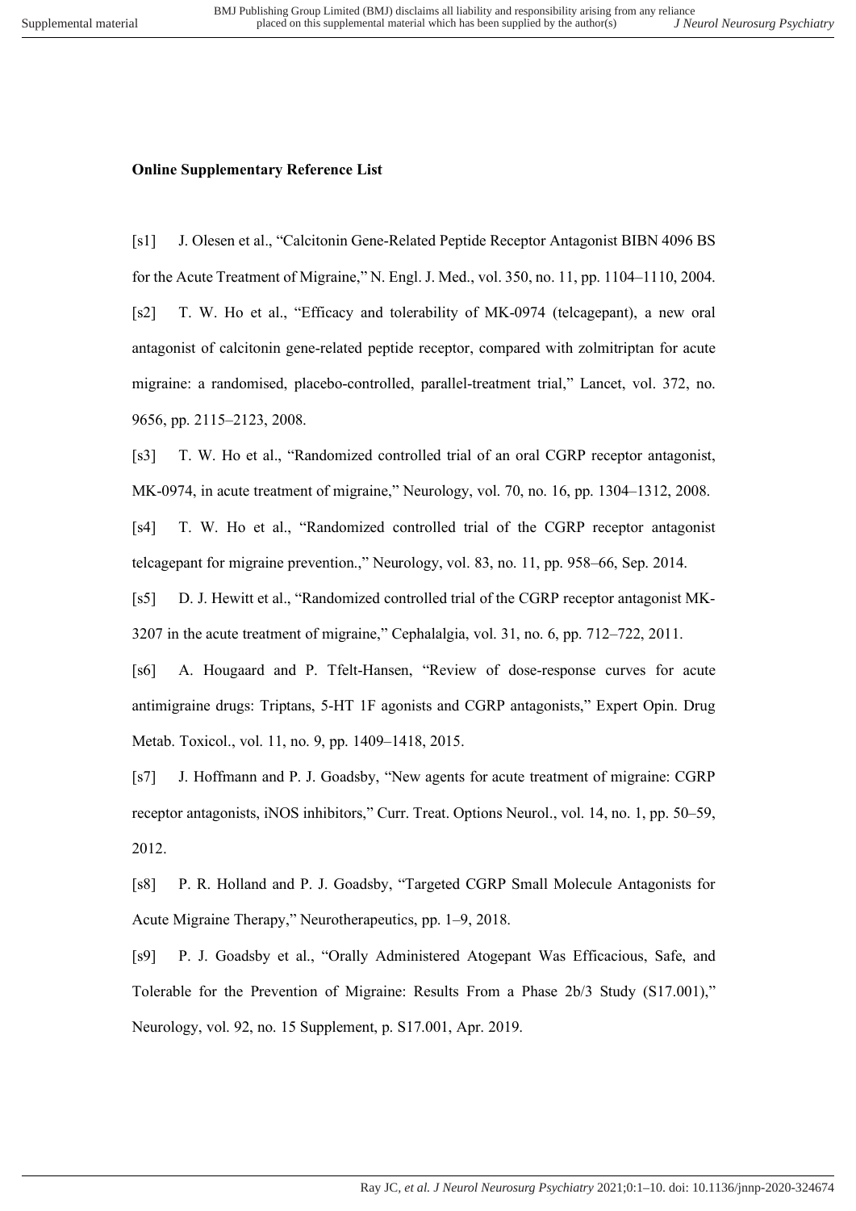**Online Supplementary Reference List**

[s1] J. Olesen et al., "Calcitonin Gene-Related Peptide Receptor Antagonist BIBN 4096 BS for the Acute Treatment of Migraine," N. Engl. J. Med., vol. 350, no. 11, pp. 1104–1110, 2004.

[s2] T. W. Ho et al., "Efficacy and tolerability of MK-0974 (telcagepant), a new oral antagonist of calcitonin gene-related peptide receptor, compared with zolmitriptan for acute migraine: a randomised, placebo-controlled, parallel-treatment trial," Lancet, vol. 372, no. 9656, pp. 2115–2123, 2008.

[s3] T. W. Ho et al., "Randomized controlled trial of an oral CGRP receptor antagonist, MK-0974, in acute treatment of migraine," Neurology, vol. 70, no. 16, pp. 1304–1312, 2008.

[s4] T. W. Ho et al., "Randomized controlled trial of the CGRP receptor antagonist telcagepant for migraine prevention.," Neurology, vol. 83, no. 11, pp. 958–66, Sep. 2014.

[s5] D. J. Hewitt et al., "Randomized controlled trial of the CGRP receptor antagonist MK-3207 in the acute treatment of migraine," Cephalalgia, vol. 31, no. 6, pp. 712–722, 2011.

[s6] A. Hougaard and P. Tfelt-Hansen, "Review of dose-response curves for acute antimigraine drugs: Triptans, 5-HT 1F agonists and CGRP antagonists," Expert Opin. Drug Metab. Toxicol., vol. 11, no. 9, pp. 1409–1418, 2015.

[s7] J. Hoffmann and P. J. Goadsby, "New agents for acute treatment of migraine: CGRP receptor antagonists, iNOS inhibitors," Curr. Treat. Options Neurol., vol. 14, no. 1, pp. 50–59, 2012.

[s8] P. R. Holland and P. J. Goadsby, "Targeted CGRP Small Molecule Antagonists for Acute Migraine Therapy," Neurotherapeutics, pp. 1–9, 2018.

[s9] P. J. Goadsby et al., "Orally Administered Atogepant Was Efficacious, Safe, and Tolerable for the Prevention of Migraine: Results From a Phase 2b/3 Study (S17.001)," Neurology, vol. 92, no. 15 Supplement, p. S17.001, Apr. 2019.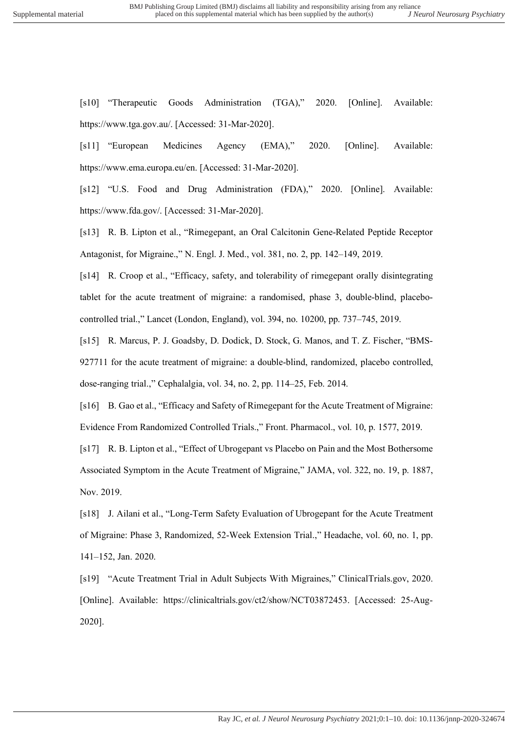[s10] "Therapeutic Goods Administration (TGA)," 2020. [Online]. Available: https://www.tga.gov.au/. [Accessed: 31-Mar-2020].

[s11] "European Medicines Agency (EMA)," 2020. [Online]. Available: https://www.ema.europa.eu/en. [Accessed: 31-Mar-2020].

[s12] "U.S. Food and Drug Administration (FDA)," 2020. [Online]. Available: https://www.fda.gov/. [Accessed: 31-Mar-2020].

[s13] R. B. Lipton et al., "Rimegepant, an Oral Calcitonin Gene-Related Peptide Receptor Antagonist, for Migraine.," N. Engl. J. Med., vol. 381, no. 2, pp. 142–149, 2019.

[s14] R. Croop et al., "Efficacy, safety, and tolerability of rimegepant orally disintegrating tablet for the acute treatment of migraine: a randomised, phase 3, double-blind, placebo-controlled trial.," Lancet (London, England), vol. 394, no. 10200, pp. 737–745, 2019.

[s15] R. Marcus, P. J. Goadsby, D. Dodick, D. Stock, G. Manos, and T. Z. Fischer, "BMS-927711 for the acute treatment of migraine: a double-blind, randomized, placebo controlled, dose-ranging trial.," Cephalalgia, vol. 34, no. 2, pp. 114–25, Feb. 2014.

[s16] B. Gao et al., "Efficacy and Safety of Rimegepant for the Acute Treatment of Migraine: Evidence From Randomized Controlled Trials.," Front. Pharmacol., vol. 10, p. 1577, 2019.

[s17] R. B. Lipton et al., "Effect of Ubrogepant vs Placebo on Pain and the Most Bothersome Associated Symptom in the Acute Treatment of Migraine," JAMA, vol. 322, no. 19, p. 1887, Nov. 2019.

[s18] J. Ailani et al., "Long-Term Safety Evaluation of Ubrogepant for the Acute Treatment of Migraine: Phase 3, Randomized, 52-Week Extension Trial.," Headache, vol. 60, no. 1, pp. 141–152, Jan. 2020.

[s19] "Acute Treatment Trial in Adult Subjects With Migraines," ClinicalTrials.gov, 2020. [Online]. Available: https://clinicaltrials.gov/ct2/show/NCT03872453. [Accessed: 25-Aug-2020].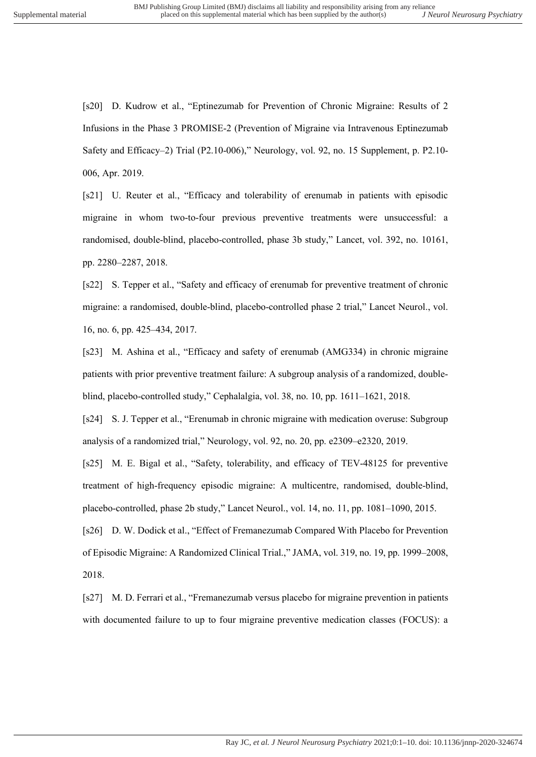[s20] D. Kudrow et al., "Eptinezumab for Prevention of Chronic Migraine: Results of 2 Infusions in the Phase 3 PROMISE-2 (Prevention of Migraine via Intravenous Eptinezumab Safety and Efficacy–2) Trial (P2.10-006)," Neurology, vol. 92, no. 15 Supplement, p. P2.10-006, Apr. 2019.

[s21] U. Reuter et al., "Efficacy and tolerability of erenumab in patients with episodic migraine in whom two-to-four previous preventive treatments were unsuccessful: a randomised, double-blind, placebo-controlled, phase 3b study," Lancet, vol. 392, no. 10161, pp. 2280–2287, 2018.

[s22] S. Tepper et al., "Safety and efficacy of erenumab for preventive treatment of chronic migraine: a randomised, double-blind, placebo-controlled phase 2 trial," Lancet Neurol., vol. 16, no. 6, pp. 425–434, 2017.

[s23] M. Ashina et al., "Efficacy and safety of erenumab (AMG334) in chronic migraine patients with prior preventive treatment failure: A subgroup analysis of a randomized, double-blind, placebo-controlled study," Cephalalgia, vol. 38, no. 10, pp. 1611–1621, 2018.

[s24] S. J. Tepper et al., "Erenumab in chronic migraine with medication overuse: Subgroup analysis of a randomized trial," Neurology, vol. 92, no. 20, pp. e2309–e2320, 2019.

[s25] M. E. Bigal et al., "Safety, tolerability, and efficacy of TEV-48125 for preventive treatment of high-frequency episodic migraine: A multicentre, randomised, double-blind, placebo-controlled, phase 2b study," Lancet Neurol., vol. 14, no. 11, pp. 1081–1090, 2015.

[s26] D. W. Dodick et al., "Effect of Fremanezumab Compared With Placebo for Prevention of Episodic Migraine: A Randomized Clinical Trial.," JAMA, vol. 319, no. 19, pp. 1999–2008, 2018.

[s27] M. D. Ferrari et al., "Fremanezumab versus placebo for migraine prevention in patients with documented failure to up to four migraine preventive medication classes (FOCUS): a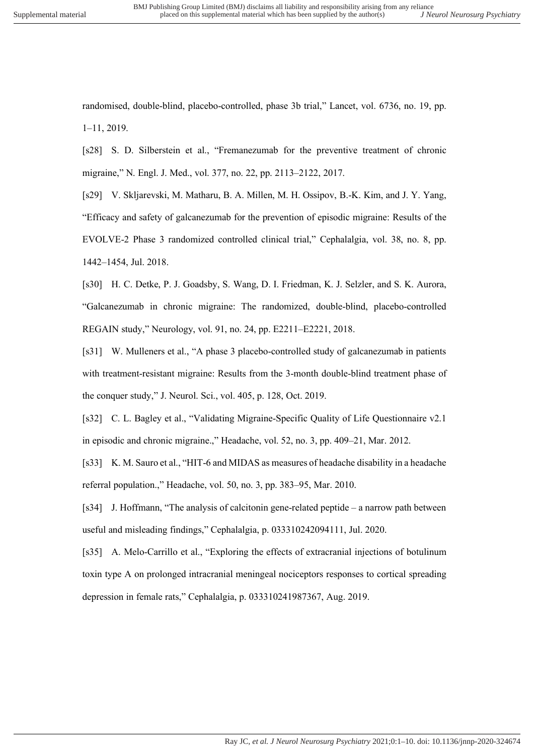randomised, double-blind, placebo-controlled, phase 3b trial," Lancet, vol. 6736, no. 19, pp. 1–11, 2019.

[s28] S. D. Silberstein et al., "Fremanezumab for the preventive treatment of chronic migraine," N. Engl. J. Med., vol. 377, no. 22, pp. 2113–2122, 2017.

[s29] V. Skljarevski, M. Matharu, B. A. Millen, M. H. Ossipov, B.-K. Kim, and J. Y. Yang, "Efficacy and safety of galcanezumab for the prevention of episodic migraine: Results of the EVOLVE-2 Phase 3 randomized controlled clinical trial," Cephalalgia, vol. 38, no. 8, pp. 1442–1454, Jul. 2018.

[s30] H. C. Detke, P. J. Goadsby, S. Wang, D. I. Friedman, K. J. Selzler, and S. K. Aurora, "Galcanezumab in chronic migraine: The randomized, double-blind, placebo-controlled REGAIN study," Neurology, vol. 91, no. 24, pp. E2211–E2221, 2018.

[s31] W. Mulleners et al., "A phase 3 placebo-controlled study of galcanezumab in patients with treatment-resistant migraine: Results from the 3-month double-blind treatment phase of the conquer study," J. Neurol. Sci., vol. 405, p. 128, Oct. 2019.

[s32] C. L. Bagley et al., "Validating Migraine-Specific Quality of Life Questionnaire v2.1 in episodic and chronic migraine.," Headache, vol. 52, no. 3, pp. 409–21, Mar. 2012.

[s33] K. M. Sauro et al., "HIT-6 and MIDAS as measures of headache disability in a headache referral population.," Headache, vol. 50, no. 3, pp. 383–95, Mar. 2010.

[s34] J. Hoffmann, "The analysis of calcitonin gene-related peptide – a narrow path between useful and misleading findings," Cephalalgia, p. 033310242094111, Jul. 2020.

[s35] A. Melo-Carrillo et al., "Exploring the effects of extracranial injections of botulinum toxin type A on prolonged intracranial meningeal nociceptors responses to cortical spreading depression in female rats," Cephalalgia, p. 033310241987367, Aug. 2019.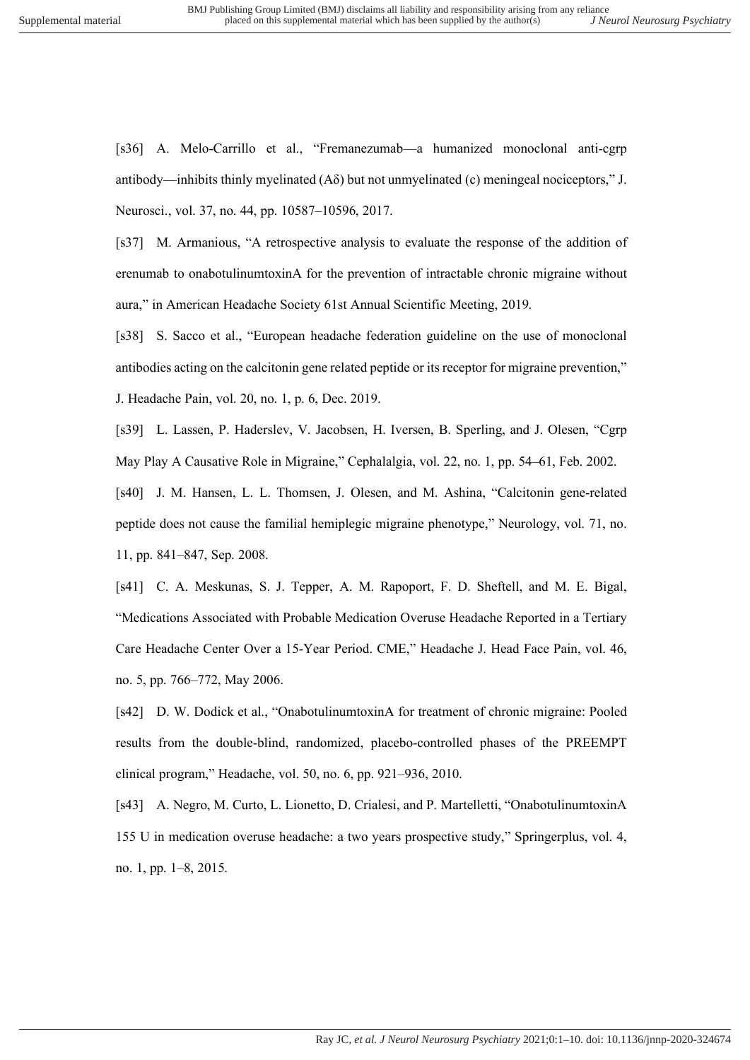[s36] A. Melo-Carrillo et al., "Fremanezumab—a humanized monoclonal anti-cgrp antibody—inhibits thinly myelinated (Aδ) but not unmyelinated (c) meningeal nociceptors," J. Neurosci., vol. 37, no. 44, pp. 10587–10596, 2017.

[s37] M. Armanious, "A retrospective analysis to evaluate the response of the addition of erenumab to onabotulinumtoxinA for the prevention of intractable chronic migraine without aura," in American Headache Society 61st Annual Scientific Meeting, 2019.

[s38] S. Sacco et al., "European headache federation guideline on the use of monoclonal antibodies acting on the calcitonin gene related peptide or its receptor for migraine prevention," J. Headache Pain, vol. 20, no. 1, p. 6, Dec. 2019.

[s39] L. Lassen, P. Haderslev, V. Jacobsen, H. Iversen, B. Sperling, and J. Olesen, "Cgrp May Play A Causative Role in Migraine," Cephalalgia, vol. 22, no. 1, pp. 54–61, Feb. 2002.

[s40] J. M. Hansen, L. L. Thomsen, J. Olesen, and M. Ashina, "Calcitonin gene-related peptide does not cause the familial hemiplegic migraine phenotype," Neurology, vol. 71, no. 11, pp. 841–847, Sep. 2008.

[s41] C. A. Meskunas, S. J. Tepper, A. M. Rapoport, F. D. Sheftell, and M. E. Bigal, "Medications Associated with Probable Medication Overuse Headache Reported in a Tertiary Care Headache Center Over a 15-Year Period. CME," Headache J. Head Face Pain, vol. 46, no. 5, pp. 766–772, May 2006.

[s42] D. W. Dodick et al., "OnabotulinumtoxinA for treatment of chronic migraine: Pooled results from the double-blind, randomized, placebo-controlled phases of the PREEMPT clinical program," Headache, vol. 50, no. 6, pp. 921–936, 2010.

[s43] A. Negro, M. Curto, L. Lionetto, D. Crialesi, and P. Martelletti, "OnabotulinumtoxinA 155 U in medication overuse headache: a two years prospective study," Springerplus, vol. 4, no. 1, pp. 1–8, 2015.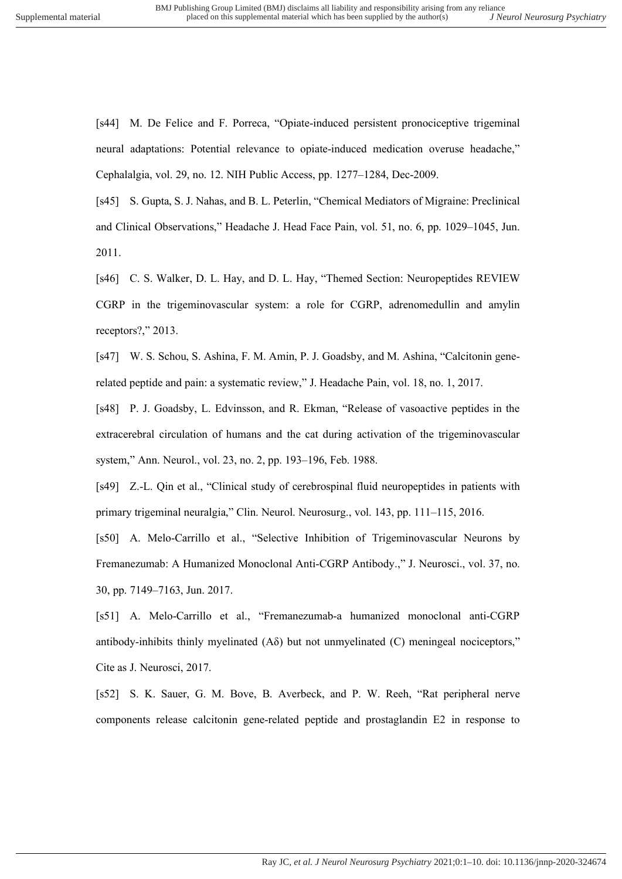[s44] M. De Felice and F. Porreca, “Opiate-induced persistent pronociceptive trigeminal neural adaptations: Potential relevance to opiate-induced medication overuse headache,” Cephalalgia, vol. 29, no. 12. NIH Public Access, pp. 1277–1284, Dec-2009.

[s45] S. Gupta, S. J. Nahas, and B. L. Peterlin, “Chemical Mediators of Migraine: Preclinical and Clinical Observations,” Headache J. Head Face Pain, vol. 51, no. 6, pp. 1029–1045, Jun. 2011.

[s46] C. S. Walker, D. L. Hay, and D. L. Hay, “Themed Section: Neuropeptides REVIEW CGRP in the trigeminovascular system: a role for CGRP, adrenomedullin and amylin receptors?,” 2013.

[s47] W. S. Schou, S. Ashina, F. M. Amin, P. J. Goadsby, and M. Ashina, “Calcitonin gene-related peptide and pain: a systematic review,” J. Headache Pain, vol. 18, no. 1, 2017.

[s48] P. J. Goadsby, L. Edvinsson, and R. Ekman, “Release of vasoactive peptides in the extracerebral circulation of humans and the cat during activation of the trigeminovascular system,” Ann. Neurol., vol. 23, no. 2, pp. 193–196, Feb. 1988.

[s49] Z.-L. Qin et al., “Clinical study of cerebrospinal fluid neuropeptides in patients with primary trigeminal neuralgia,” Clin. Neurol. Neurosurg., vol. 143, pp. 111–115, 2016.

[s50] A. Melo-Carrillo et al., “Selective Inhibition of Trigeminovascular Neurons by Fremanezumab: A Humanized Monoclonal Anti-CGRP Antibody.,” J. Neurosci., vol. 37, no. 30, pp. 7149–7163, Jun. 2017.

[s51] A. Melo-Carrillo et al., “Fremanezumab-a humanized monoclonal anti-CGRP antibody-inhibits thinly myelinated (Aδ) but not unmyelinated (C) meningeal nociceptors,” Cite as J. Neurosci, 2017.

[s52] S. K. Sauer, G. M. Bove, B. Averbeck, and P. W. Reeh, “Rat peripheral nerve components release calcitonin gene-related peptide and prostaglandin E2 in response to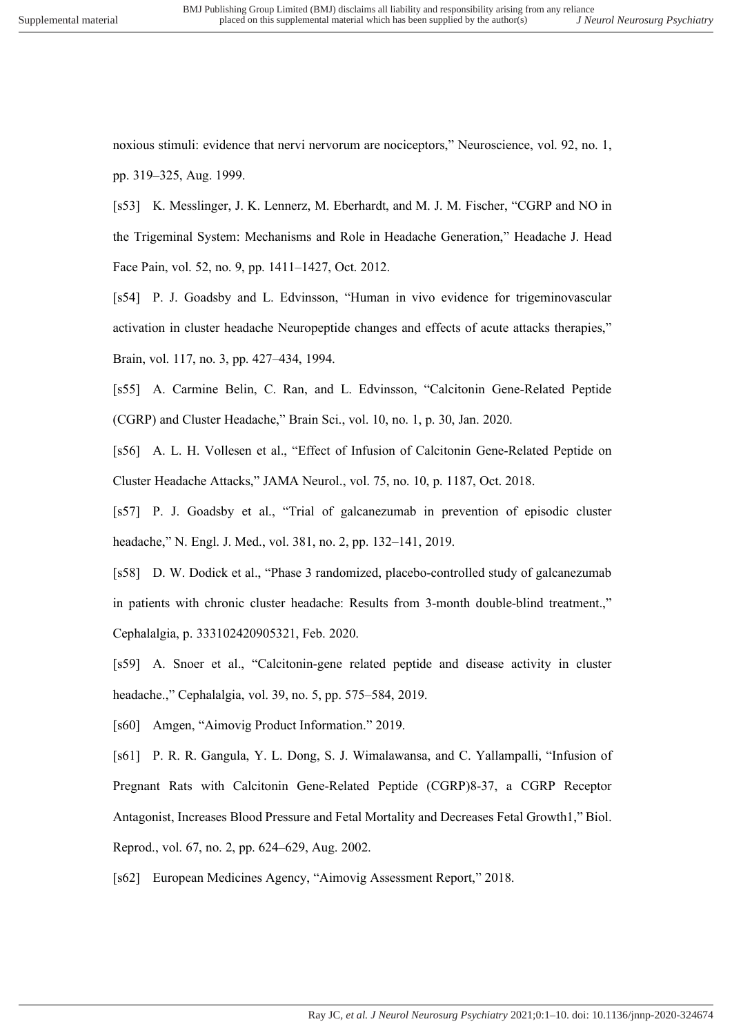noxious stimuli: evidence that nervi nervorum are nociceptors," Neuroscience, vol. 92, no. 1, pp. 319–325, Aug. 1999.

[s53] K. Messlinger, J. K. Lennerz, M. Eberhardt, and M. J. M. Fischer, "CGRP and NO in the Trigeminal System: Mechanisms and Role in Headache Generation," Headache J. Head Face Pain, vol. 52, no. 9, pp. 1411–1427, Oct. 2012.

[s54] P. J. Goadsby and L. Edvinsson, "Human in vivo evidence for trigeminovascular activation in cluster headache Neuropeptide changes and effects of acute attacks therapies," Brain, vol. 117, no. 3, pp. 427–434, 1994.

[s55] A. Carmine Belin, C. Ran, and L. Edvinsson, "Calcitonin Gene-Related Peptide (CGRP) and Cluster Headache," Brain Sci., vol. 10, no. 1, p. 30, Jan. 2020.

[s56] A. L. H. Vollesen et al., "Effect of Infusion of Calcitonin Gene-Related Peptide on Cluster Headache Attacks," JAMA Neurol., vol. 75, no. 10, p. 1187, Oct. 2018.

[s57] P. J. Goadsby et al., "Trial of galcanezumab in prevention of episodic cluster headache," N. Engl. J. Med., vol. 381, no. 2, pp. 132–141, 2019.

[s58] D. W. Dodick et al., "Phase 3 randomized, placebo-controlled study of galcanezumab in patients with chronic cluster headache: Results from 3-month double-blind treatment.," Cephalalgia, p. 333102420905321, Feb. 2020.

[s59] A. Snoer et al., "Calcitonin-gene related peptide and disease activity in cluster headache.," Cephalalgia, vol. 39, no. 5, pp. 575–584, 2019.

[s60] Amgen, "Aimovig Product Information." 2019.

[s61] P. R. R. Gangula, Y. L. Dong, S. J. Wimalawansa, and C. Yallampalli, "Infusion of Pregnant Rats with Calcitonin Gene-Related Peptide (CGRP)8-37, a CGRP Receptor Antagonist, Increases Blood Pressure and Fetal Mortality and Decreases Fetal Growth1," Biol. Reprod., vol. 67, no. 2, pp. 624–629, Aug. 2002.

[s62] European Medicines Agency, "Aimovig Assessment Report," 2018.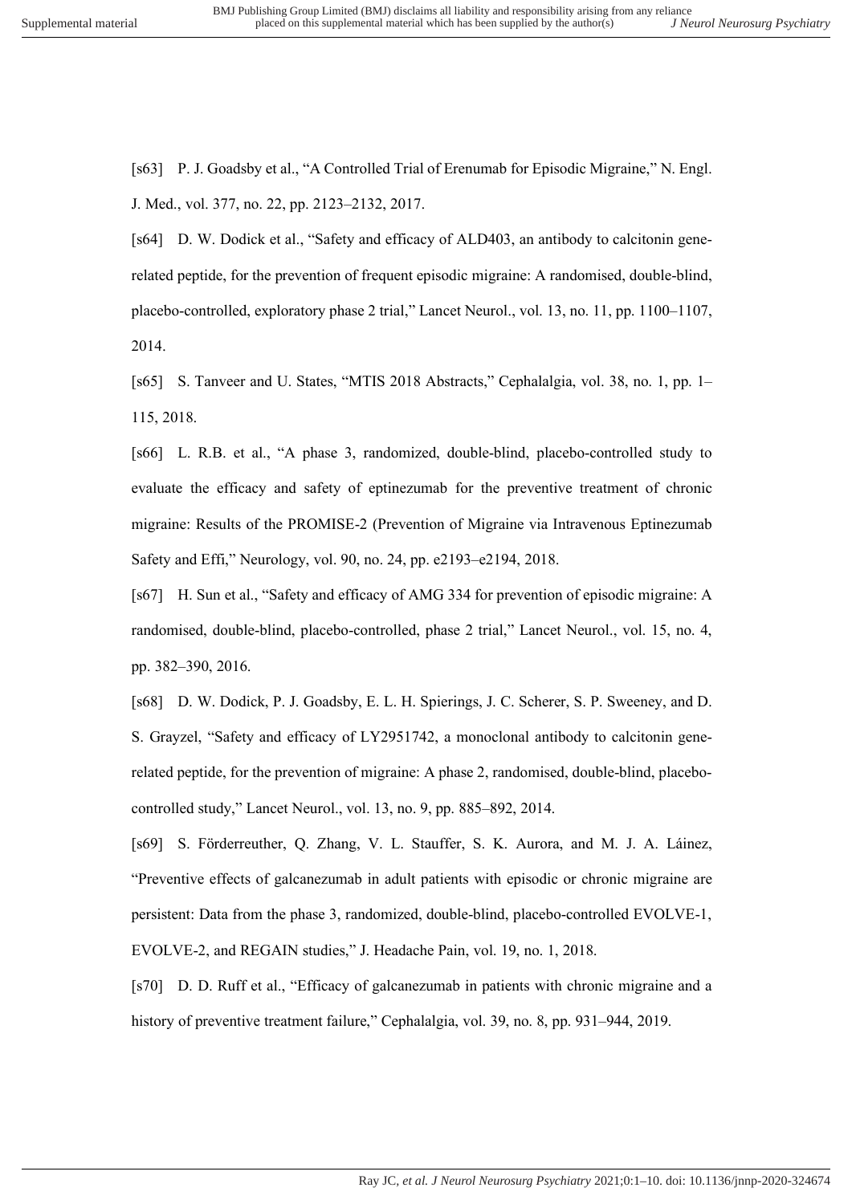[s63] P. J. Goadsby et al., "A Controlled Trial of Erenumab for Episodic Migraine," N. Engl. J. Med., vol. 377, no. 22, pp. 2123–2132, 2017.

[s64] D. W. Dodick et al., "Safety and efficacy of ALD403, an antibody to calcitonin gene-related peptide, for the prevention of frequent episodic migraine: A randomised, double-blind, placebo-controlled, exploratory phase 2 trial," Lancet Neurol., vol. 13, no. 11, pp. 1100–1107, 2014.

[s65] S. Tanveer and U. States, "MTIS 2018 Abstracts," Cephalalgia, vol. 38, no. 1, pp. 1–115, 2018.

[s66] L. R.B. et al., "A phase 3, randomized, double-blind, placebo-controlled study to evaluate the efficacy and safety of eptinezumab for the preventive treatment of chronic migraine: Results of the PROMISE-2 (Prevention of Migraine via Intravenous Eptinezumab Safety and Effi," Neurology, vol. 90, no. 24, pp. e2193–e2194, 2018.

[s67] H. Sun et al., "Safety and efficacy of AMG 334 for prevention of episodic migraine: A randomised, double-blind, placebo-controlled, phase 2 trial," Lancet Neurol., vol. 15, no. 4, pp. 382–390, 2016.

[s68] D. W. Dodick, P. J. Goadsby, E. L. H. Spierings, J. C. Scherer, S. P. Sweeney, and D. S. Grayzel, "Safety and efficacy of LY2951742, a monoclonal antibody to calcitonin gene-related peptide, for the prevention of migraine: A phase 2, randomised, double-blind, placebo-controlled study," Lancet Neurol., vol. 13, no. 9, pp. 885–892, 2014.

[s69] S. Förderreuther, Q. Zhang, V. L. Stauffer, S. K. Aurora, and M. J. A. Láinez, "Preventive effects of galcanezumab in adult patients with episodic or chronic migraine are persistent: Data from the phase 3, randomized, double-blind, placebo-controlled EVOLVE-1, EVOLVE-2, and REGAIN studies," J. Headache Pain, vol. 19, no. 1, 2018.

[s70] D. D. Ruff et al., "Efficacy of galcanezumab in patients with chronic migraine and a history of preventive treatment failure," Cephalalgia, vol. 39, no. 8, pp. 931–944, 2019.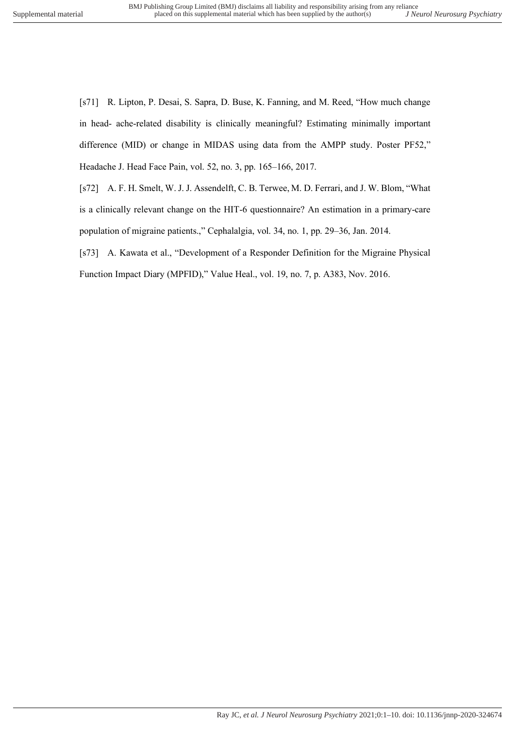[s71] R. Lipton, P. Desai, S. Sapra, D. Buse, K. Fanning, and M. Reed, "How much change in head- ache-related disability is clinically meaningful? Estimating minimally important difference (MID) or change in MIDAS using data from the AMPP study. Poster PF52," Headache J. Head Face Pain, vol. 52, no. 3, pp. 165–166, 2017.

[s72] A. F. H. Smelt, W. J. J. Assendelft, C. B. Terwee, M. D. Ferrari, and J. W. Blom, "What is a clinically relevant change on the HIT-6 questionnaire? An estimation in a primary-care population of migraine patients.," Cephalalgia, vol. 34, no. 1, pp. 29–36, Jan. 2014.

[s73] A. Kawata et al., "Development of a Responder Definition for the Migraine Physical Function Impact Diary (MPFID)," Value Heal., vol. 19, no. 7, p. A383, Nov. 2016.